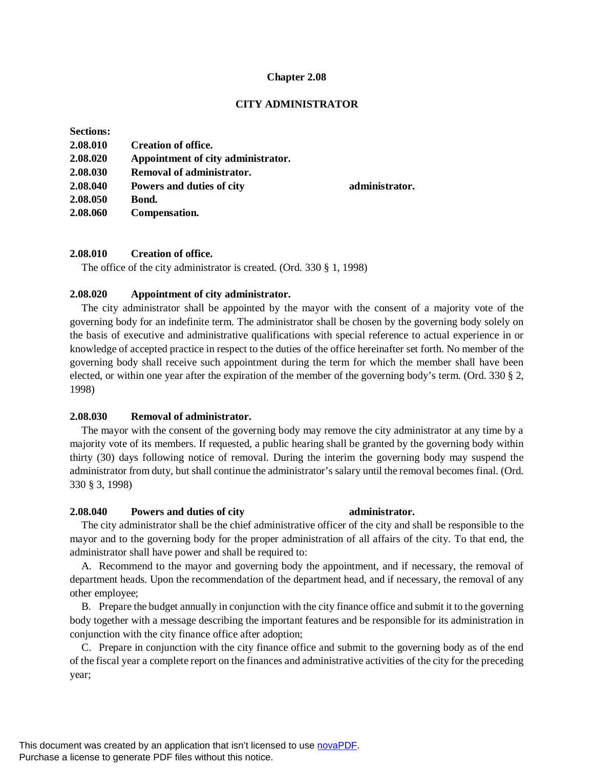# Chapter 2.08

## CITY ADMINISTRATOR

**Sections:**

| | |
|---|---|
| **2.08.010** | **Creation of office.** |
| **2.08.020** | **Appointment of city administrator.** |
| **2.08.030** | **Removal of administrator.** |
| **2.08.040** | **Powers and duties of city administrator.** |
| **2.08.050** | **Bond.** |
| **2.08.060** | **Compensation.** |

### 2.08.010 Creation of office.

The office of the city administrator is created. (Ord. 330 § 1, 1998)

### 2.08.020 Appointment of city administrator.

The city administrator shall be appointed by the mayor with the consent of a majority vote of the governing body for an indefinite term. The administrator shall be chosen by the governing body solely on the basis of executive and administrative qualifications with special reference to actual experience in or knowledge of accepted practice in respect to the duties of the office hereinafter set forth. No member of the governing body shall receive such appointment during the term for which the member shall have been elected, or within one year after the expiration of the member of the governing body's term. (Ord. 330 § 2, 1998)

### 2.08.030 Removal of administrator.

The mayor with the consent of the governing body may remove the city administrator at any time by a majority vote of its members. If requested, a public hearing shall be granted by the governing body within thirty (30) days following notice of removal. During the interim the governing body may suspend the administrator from duty, but shall continue the administrator's salary until the removal becomes final. (Ord. 330 § 3, 1998)

### 2.08.040 Powers and duties of city administrator.

The city administrator shall be the chief administrative officer of the city and shall be responsible to the mayor and to the governing body for the proper administration of all affairs of the city. To that end, the administrator shall have power and shall be required to:

A. Recommend to the mayor and governing body the appointment, and if necessary, the removal of department heads. Upon the recommendation of the department head, and if necessary, the removal of any other employee;

B. Prepare the budget annually in conjunction with the city finance office and submit it to the governing body together with a message describing the important features and be responsible for its administration in conjunction with the city finance office after adoption;

C. Prepare in conjunction with the city finance office and submit to the governing body as of the end of the fiscal year a complete report on the finances and administrative activities of the city for the preceding year;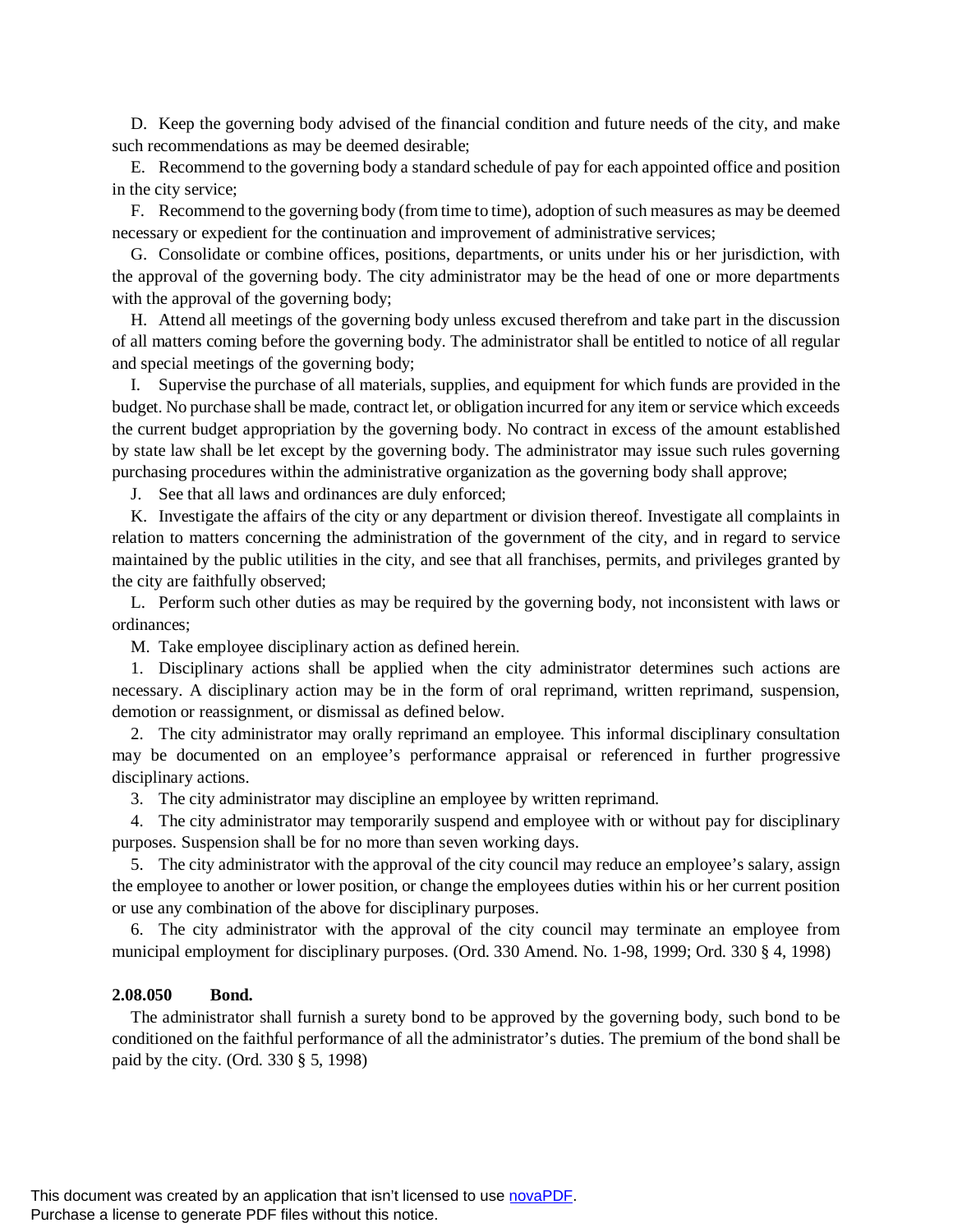D. Keep the governing body advised of the financial condition and future needs of the city, and make such recommendations as may be deemed desirable;

E. Recommend to the governing body a standard schedule of pay for each appointed office and position in the city service;

F. Recommend to the governing body (from time to time), adoption of such measures as may be deemed necessary or expedient for the continuation and improvement of administrative services;

G. Consolidate or combine offices, positions, departments, or units under his or her jurisdiction, with the approval of the governing body. The city administrator may be the head of one or more departments with the approval of the governing body;

H. Attend all meetings of the governing body unless excused therefrom and take part in the discussion of all matters coming before the governing body. The administrator shall be entitled to notice of all regular and special meetings of the governing body;

I. Supervise the purchase of all materials, supplies, and equipment for which funds are provided in the budget. No purchase shall be made, contract let, or obligation incurred for any item or service which exceeds the current budget appropriation by the governing body. No contract in excess of the amount established by state law shall be let except by the governing body. The administrator may issue such rules governing purchasing procedures within the administrative organization as the governing body shall approve;

J. See that all laws and ordinances are duly enforced;

K. Investigate the affairs of the city or any department or division thereof. Investigate all complaints in relation to matters concerning the administration of the government of the city, and in regard to service maintained by the public utilities in the city, and see that all franchises, permits, and privileges granted by the city are faithfully observed;

L. Perform such other duties as may be required by the governing body, not inconsistent with laws or ordinances;

M. Take employee disciplinary action as defined herein.

1. Disciplinary actions shall be applied when the city administrator determines such actions are necessary. A disciplinary action may be in the form of oral reprimand, written reprimand, suspension, demotion or reassignment, or dismissal as defined below.

2. The city administrator may orally reprimand an employee. This informal disciplinary consultation may be documented on an employee's performance appraisal or referenced in further progressive disciplinary actions.

3. The city administrator may discipline an employee by written reprimand.

4. The city administrator may temporarily suspend and employee with or without pay for disciplinary purposes. Suspension shall be for no more than seven working days.

5. The city administrator with the approval of the city council may reduce an employee's salary, assign the employee to another or lower position, or change the employees duties within his or her current position or use any combination of the above for disciplinary purposes.

6. The city administrator with the approval of the city council may terminate an employee from municipal employment for disciplinary purposes. (Ord. 330 Amend. No. 1-98, 1999; Ord. 330 § 4, 1998)

**2.08.050 Bond.**

The administrator shall furnish a surety bond to be approved by the governing body, such bond to be conditioned on the faithful performance of all the administrator's duties. The premium of the bond shall be paid by the city. (Ord. 330 § 5, 1998)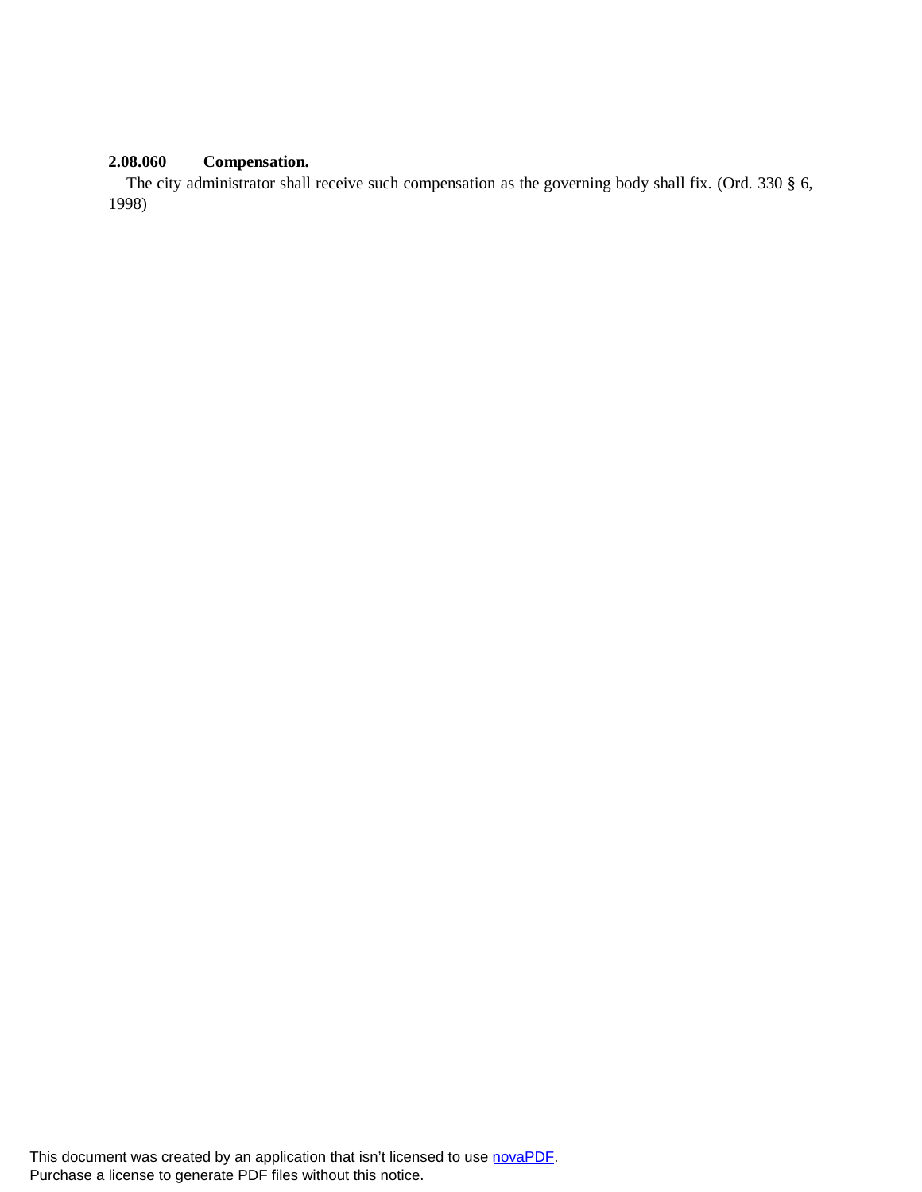**2.08.060 Compensation.**

The city administrator shall receive such compensation as the governing body shall fix. (Ord. 330 § 6, 1998)